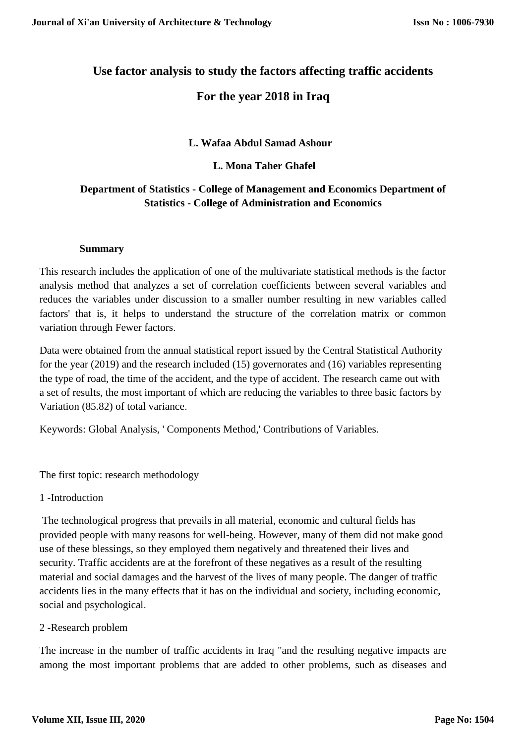# Use factor analysis to study the factors affecting traffic accidents

# For the year 2018 in Iraq

**L. Wafaa Abdul Samad Ashour**

**L. Mona Taher Ghafel**

**Department of Statistics - College of Management and Economics Department of Statistics - College of Administration and Economics**

**Summary**

This research includes the application of one of the multivariate statistical methods is the factor analysis method that analyzes a set of correlation coefficients between several variables and reduces the variables under discussion to a smaller number resulting in new variables called factors' that is, it helps to understand the structure of the correlation matrix or common variation through Fewer factors.

Data were obtained from the annual statistical report issued by the Central Statistical Authority for the year (2019) and the research included (15) governorates and (16) variables representing the type of road, the time of the accident, and the type of accident. The research came out with a set of results, the most important of which are reducing the variables to three basic factors by Variation (85.82) of total variance.

Keywords: Global Analysis, ' Components Method,' Contributions of Variables.

The first topic: research methodology

1 -Introduction

The technological progress that prevails in all material, economic and cultural fields has provided people with many reasons for well-being. However, many of them did not make good use of these blessings, so they employed them negatively and threatened their lives and security. Traffic accidents are at the forefront of these negatives as a result of the resulting material and social damages and the harvest of the lives of many people. The danger of traffic accidents lies in the many effects that it has on the individual and society, including economic, social and psychological.

2 -Research problem

The increase in the number of traffic accidents in Iraq "and the resulting negative impacts are among the most important problems that are added to other problems, such as diseases and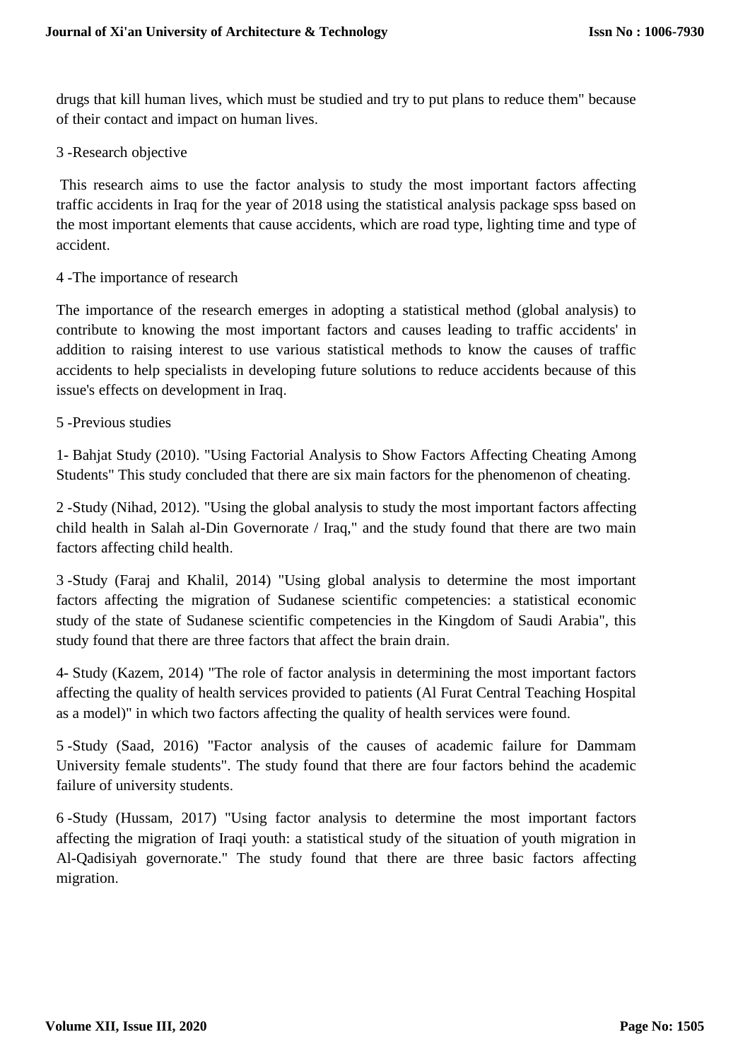drugs that kill human lives, which must be studied and try to put plans to reduce them" because of their contact and impact on human lives.

## 3 -Research objective

This research aims to use the factor analysis to study the most important factors affecting traffic accidents in Iraq for the year of 2018 using the statistical analysis package spss based on the most important elements that cause accidents, which are road type, lighting time and type of accident.

## 4 -The importance of research

The importance of the research emerges in adopting a statistical method (global analysis) to contribute to knowing the most important factors and causes leading to traffic accidents' in addition to raising interest to use various statistical methods to know the causes of traffic accidents to help specialists in developing future solutions to reduce accidents because of this issue's effects on development in Iraq.

## 5 -Previous studies

1- Bahjat Study (2010). "Using Factorial Analysis to Show Factors Affecting Cheating Among Students" This study concluded that there are six main factors for the phenomenon of cheating.

2 -Study (Nihad, 2012). "Using the global analysis to study the most important factors affecting child health in Salah al-Din Governorate / Iraq," and the study found that there are two main factors affecting child health.

3 -Study (Faraj and Khalil, 2014) "Using global analysis to determine the most important factors affecting the migration of Sudanese scientific competencies: a statistical economic study of the state of Sudanese scientific competencies in the Kingdom of Saudi Arabia", this study found that there are three factors that affect the brain drain.

4- Study (Kazem, 2014) "The role of factor analysis in determining the most important factors affecting the quality of health services provided to patients (Al Furat Central Teaching Hospital as a model)" in which two factors affecting the quality of health services were found.

5 -Study (Saad, 2016) "Factor analysis of the causes of academic failure for Dammam University female students". The study found that there are four factors behind the academic failure of university students.

6 -Study (Hussam, 2017) "Using factor analysis to determine the most important factors affecting the migration of Iraqi youth: a statistical study of the situation of youth migration in Al-Qadisiyah governorate." The study found that there are three basic factors affecting migration.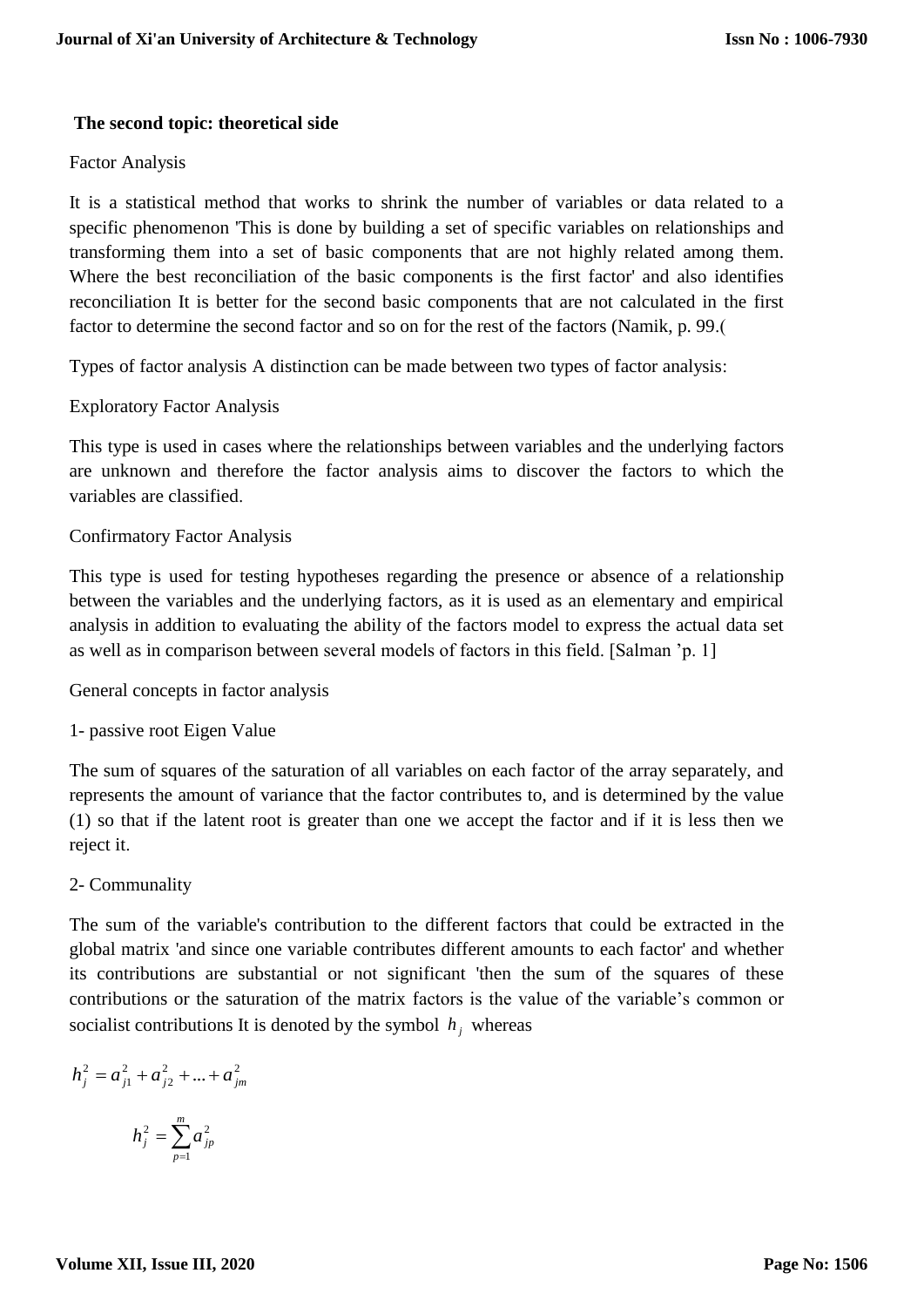**The second topic: theoretical side**

Factor Analysis

It is a statistical method that works to shrink the number of variables or data related to a specific phenomenon 'This is done by building a set of specific variables on relationships and transforming them into a set of basic components that are not highly related among them. Where the best reconciliation of the basic components is the first factor' and also identifies reconciliation It is better for the second basic components that are not calculated in the first factor to determine the second factor and so on for the rest of the factors (Namik, p. 99.(

Types of factor analysis A distinction can be made between two types of factor analysis:

Exploratory Factor Analysis

This type is used in cases where the relationships between variables and the underlying factors are unknown and therefore the factor analysis aims to discover the factors to which the variables are classified.

Confirmatory Factor Analysis

This type is used for testing hypotheses regarding the presence or absence of a relationship between the variables and the underlying factors, as it is used as an elementary and empirical analysis in addition to evaluating the ability of the factors model to express the actual data set as well as in comparison between several models of factors in this field. [Salman 'p. 1]

General concepts in factor analysis

1- passive root Eigen Value

The sum of squares of the saturation of all variables on each factor of the array separately, and represents the amount of variance that the factor contributes to, and is determined by the value (1) so that if the latent root is greater than one we accept the factor and if it is less then we reject it.

2- Communality

The sum of the variable's contribution to the different factors that could be extracted in the global matrix 'and since one variable contributes different amounts to each factor' and whether its contributions are substantial or not significant 'then the sum of the squares of these contributions or the saturation of the matrix factors is the value of the variable's common or socialist contributions It is denoted by the symbol $h_j$ whereas

$$h_j^2 = a_{j1}^2 + a_{j2}^2 + \dots + a_{jm}^2$$

$$h_j^2 = \sum_{p=1}^{m} a_{jp}^2$$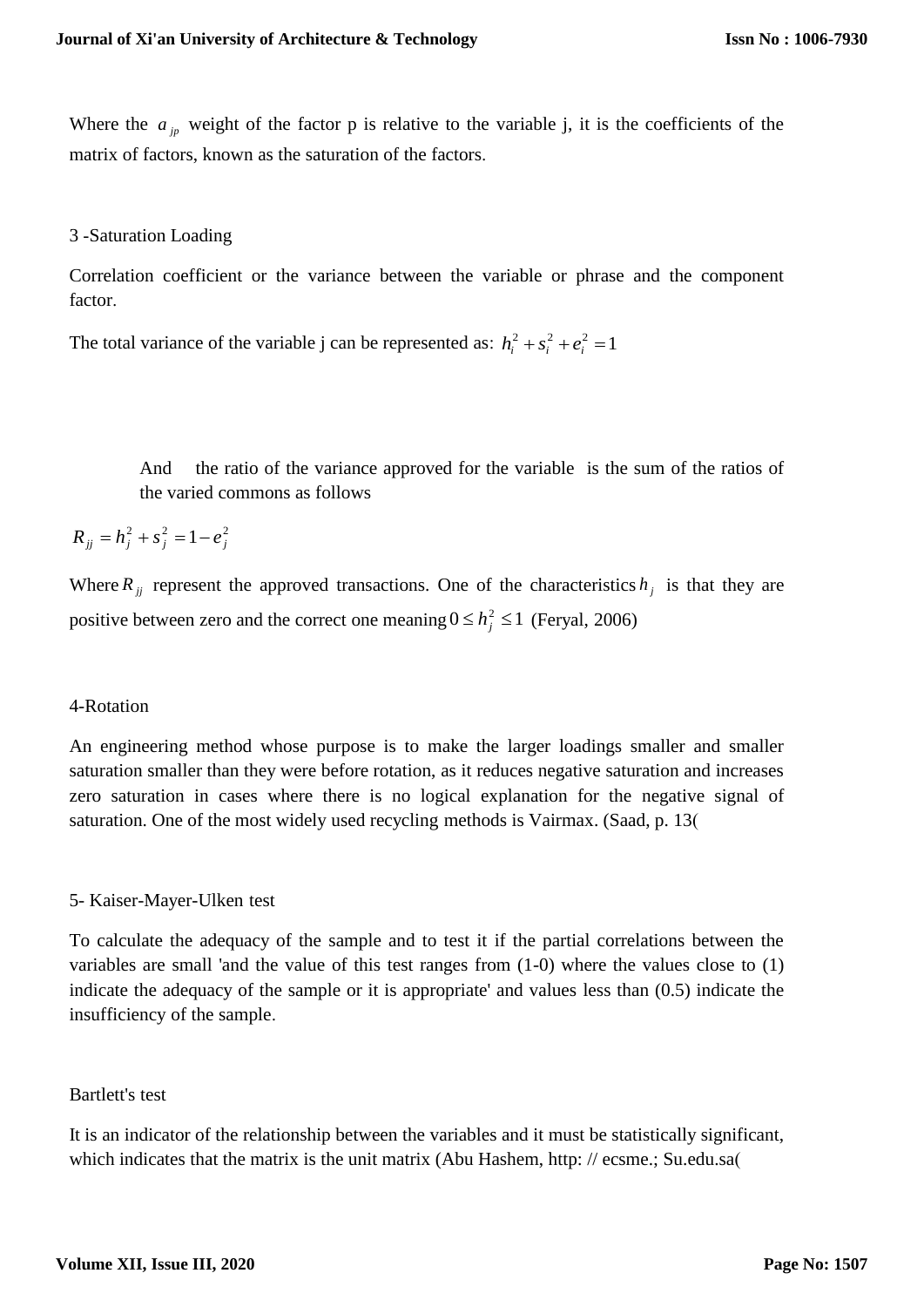Where the $a_{jp}$ weight of the factor p is relative to the variable j, it is the coefficients of the matrix of factors, known as the saturation of the factors.

3 -Saturation Loading

Correlation coefficient or the variance between the variable or phrase and the component factor.

The total variance of the variable j can be represented as: $h_i^2 + s_i^2 + e_i^2 = 1$

And the ratio of the variance approved for the variable is the sum of the ratios of the varied commons as follows

$$R_{jj} = h_j^2 + s_j^2 = 1 - e_j^2$$

Where $R_{jj}$ represent the approved transactions. One of the characteristics $h_j$ is that they are positive between zero and the correct one meaning $0 \leq h_j^2 \leq 1$ (Feryal, 2006)

4-Rotation

An engineering method whose purpose is to make the larger loadings smaller and smaller saturation smaller than they were before rotation, as it reduces negative saturation and increases zero saturation in cases where there is no logical explanation for the negative signal of saturation. One of the most widely used recycling methods is Vairmax. (Saad, p. 13(

5- Kaiser-Mayer-Ulken test

To calculate the adequacy of the sample and to test it if the partial correlations between the variables are small 'and the value of this test ranges from (1-0) where the values close to (1) indicate the adequacy of the sample or it is appropriate' and values less than (0.5) indicate the insufficiency of the sample.

Bartlett's test

It is an indicator of the relationship between the variables and it must be statistically significant, which indicates that the matrix is the unit matrix (Abu Hashem, http: // ecsme.; Su.edu.sa(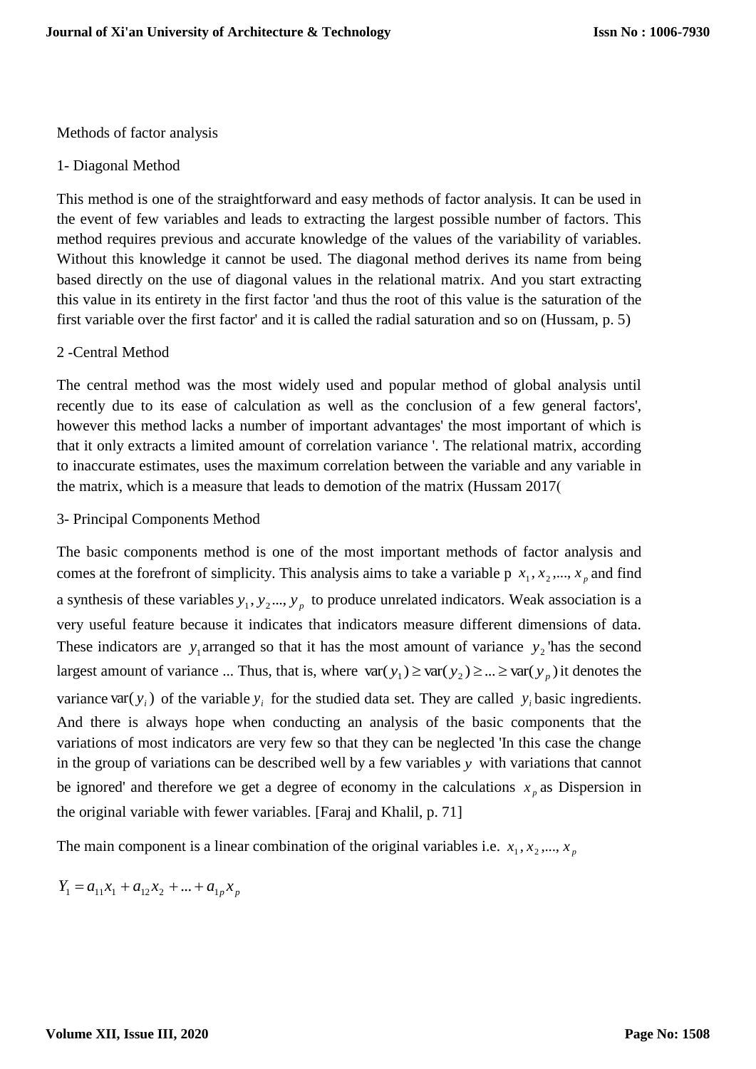Methods of factor analysis

1- Diagonal Method

This method is one of the straightforward and easy methods of factor analysis. It can be used in the event of few variables and leads to extracting the largest possible number of factors. This method requires previous and accurate knowledge of the values of the variability of variables. Without this knowledge it cannot be used. The diagonal method derives its name from being based directly on the use of diagonal values in the relational matrix. And you start extracting this value in its entirety in the first factor 'and thus the root of this value is the saturation of the first variable over the first factor' and it is called the radial saturation and so on (Hussam, p. 5)

2 -Central Method

The central method was the most widely used and popular method of global analysis until recently due to its ease of calculation as well as the conclusion of a few general factors', however this method lacks a number of important advantages' the most important of which is that it only extracts a limited amount of correlation variance '. The relational matrix, according to inaccurate estimates, uses the maximum correlation between the variable and any variable in the matrix, which is a measure that leads to demotion of the matrix (Hussam 2017(

3- Principal Components Method

The basic components method is one of the most important methods of factor analysis and comes at the forefront of simplicity. This analysis aims to take a variable p $x_1, x_2, ..., x_p$ and find a synthesis of these variables $y_1, y_2 ..., y_p$ to produce unrelated indicators. Weak association is a very useful feature because it indicates that indicators measure different dimensions of data. These indicators are $y_1$ arranged so that it has the most amount of variance $y_2$ 'has the second largest amount of variance ... Thus, that is, where $\text{var}(y_1) \geq \text{var}(y_2) \geq ... \geq \text{var}(y_p)$ it denotes the variance $\text{var}(y_i)$ of the variable $y_i$ for the studied data set. They are called $y_i$ basic ingredients. And there is always hope when conducting an analysis of the basic components that the variations of most indicators are very few so that they can be neglected 'In this case the change in the group of variations can be described well by a few variables $y$ with variations that cannot be ignored' and therefore we get a degree of economy in the calculations $x_p$ as Dispersion in the original variable with fewer variables. [Faraj and Khalil, p. 71]

The main component is a linear combination of the original variables i.e. $x_1, x_2, ..., x_p$

$$Y_1 = a_{11}x_1 + a_{12}x_2 + ... + a_{1p}x_p$$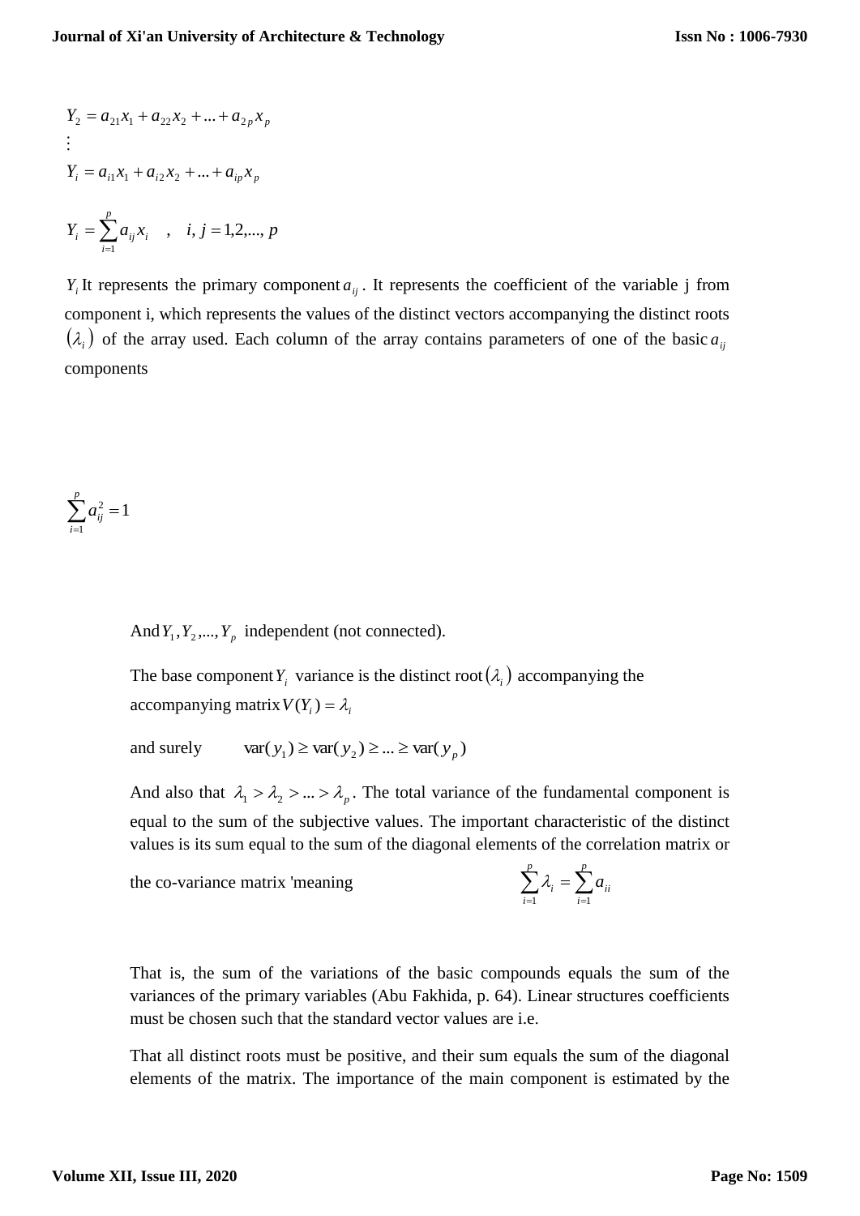$$Y_2 = a_{21}x_1 + a_{22}x_2 + ... + a_{2p}x_p$$

$$\vdots$$

$$Y_i = a_{i1}x_1 + a_{i2}x_2 + ... + a_{ip}x_p$$

$$Y_i = \sum_{i=1}^{p} a_{ij}x_i \quad , \quad i, j = 1,2,..., p$$

$Y_i$ It represents the primary component $a_{ij}$. It represents the coefficient of the variable j from component i, which represents the values of the distinct vectors accompanying the distinct roots $(\lambda_i)$ of the array used. Each column of the array contains parameters of one of the basic $a_{ij}$ components

$$\sum_{i=1}^{p} a_{ij}^2 = 1$$

And $Y_1, Y_2, ..., Y_p$ independent (not connected).

The base component $Y_i$ variance is the distinct root $(\lambda_i)$ accompanying the accompanying matrix $V(Y_i) = \lambda_i$

and surely $\quad \text{var}(y_1) \geq \text{var}(y_2) \geq ... \geq \text{var}(y_p)$

And also that $\lambda_1 > \lambda_2 > ... > \lambda_p$. The total variance of the fundamental component is equal to the sum of the subjective values. The important characteristic of the distinct values is its sum equal to the sum of the diagonal elements of the correlation matrix or the co-variance matrix 'meaning $\quad \sum_{i=1}^{p} \lambda_i = \sum_{i=1}^{p} a_{ii}$

That is, the sum of the variations of the basic compounds equals the sum of the variances of the primary variables (Abu Fakhida, p. 64). Linear structures coefficients must be chosen such that the standard vector values are i.e.

That all distinct roots must be positive, and their sum equals the sum of the diagonal elements of the matrix. The importance of the main component is estimated by the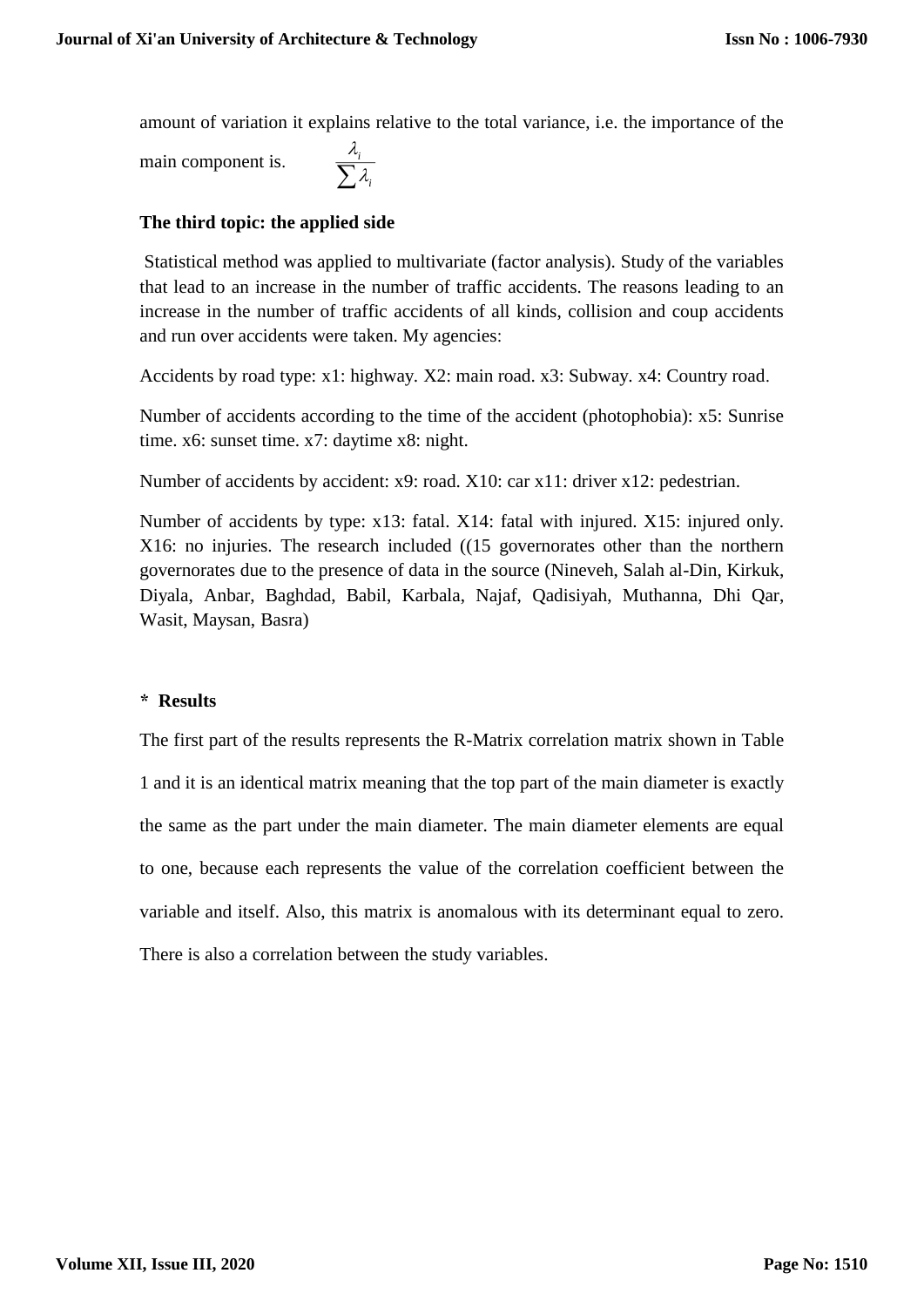amount of variation it explains relative to the total variance, i.e. the importance of the main component is. $\frac{\lambda_i}{\sum \lambda_i}$

**The third topic: the applied side**

Statistical method was applied to multivariate (factor analysis). Study of the variables that lead to an increase in the number of traffic accidents. The reasons leading to an increase in the number of traffic accidents of all kinds, collision and coup accidents and run over accidents were taken. My agencies:

Accidents by road type: x1: highway. X2: main road. x3: Subway. x4: Country road.

Number of accidents according to the time of the accident (photophobia): x5: Sunrise time. x6: sunset time. x7: daytime x8: night.

Number of accidents by accident: x9: road. X10: car x11: driver x12: pedestrian.

Number of accidents by type: x13: fatal. X14: fatal with injured. X15: injured only. X16: no injuries. The research included ((15 governorates other than the northern governorates due to the presence of data in the source (Nineveh, Salah al-Din, Kirkuk, Diyala, Anbar, Baghdad, Babil, Karbala, Najaf, Qadisiyah, Muthanna, Dhi Qar, Wasit, Maysan, Basra)

**\* Results**

The first part of the results represents the R-Matrix correlation matrix shown in Table 1 and it is an identical matrix meaning that the top part of the main diameter is exactly the same as the part under the main diameter. The main diameter elements are equal to one, because each represents the value of the correlation coefficient between the variable and itself. Also, this matrix is anomalous with its determinant equal to zero. There is also a correlation between the study variables.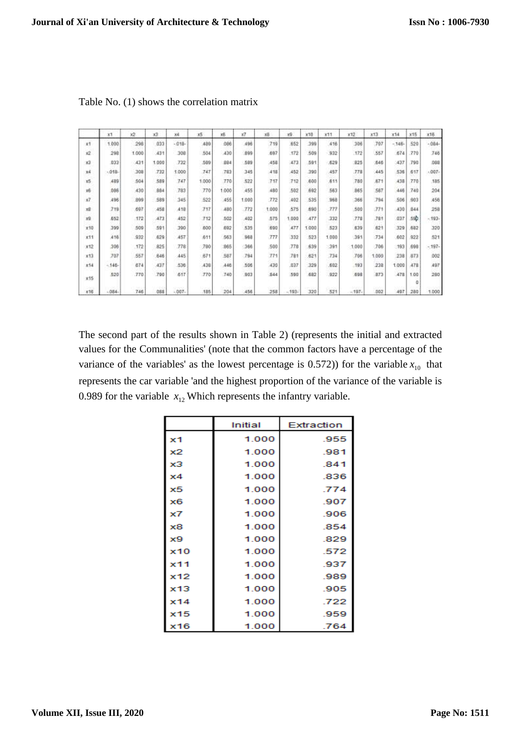Table No. (1) shows the correlation matrix

| | x1 | x2 | x3 | x4 | x5 | x6 | x7 | x8 | x9 | x10 | x11 | x12 | x13 | x14 | x15 | x16 |
|---|---|---|---|---|---|---|---|---|---|---|---|---|---|---|---|---|
| x1 | 1.000 | .298 | .033 | -.018- | .489 | .086 | .496 | .719 | .652 | .399 | .416 | .306 | .707 | -.146- | .520 | -.084- |
| x2 | .298 | 1.000 | .431 | .308 | .504 | .430 | .899 | .697 | .172 | .509 | .932 | .172 | .557 | .674 | .770 | .746 |
| x3 | .033 | .431 | 1.000 | .732 | .589 | .884 | .589 | .458 | .473 | .591 | .629 | .825 | .646 | .437 | .790 | .088 |
| x4 | -.018- | .308 | .732 | 1.000 | .747 | .783 | .345 | .418 | .452 | .390 | .457 | .778 | .445 | .536 | .617 | -.007- |
| x5 | .489 | .504 | .589 | .747 | 1.000 | .770 | .522 | .717 | .712 | .600 | .611 | .780 | .671 | .438 | .770 | .185 |
| x6 | .086 | .430 | .884 | .783 | .770 | 1.000 | .455 | .480 | .502 | .692 | .563 | .865 | .587 | .446 | .740 | .204 |
| x7 | .496 | .899 | .589 | .345 | .522 | .455 | 1.000 | .772 | .402 | .535 | .968 | .366 | .794 | .506 | .903 | .456 |
| x8 | .719 | .697 | .458 | .418 | .717 | .480 | .772 | 1.000 | .575 | .690 | .777 | .500 | .771 | .430 | .844 | .258 |
| x9 | .652 | .172 | .473 | .452 | .712 | .502 | .402 | .575 | 1.000 | .477 | .332 | .778 | .781 | .037 | .590 | -.193- |
| x10 | .399 | .509 | .591 | .390 | .600 | .692 | .535 | .690 | .477 | 1.000 | .523 | .639 | .621 | .329 | .682 | .320 |
| x11 | .416 | .932 | .629 | .457 | .611 | .563 | .968 | .777 | .332 | .523 | 1.000 | .391 | .734 | .602 | .922 | .521 |
| x12 | .306 | .172 | .825 | .778 | .780 | .865 | .366 | .500 | .778 | .639 | .391 | 1.000 | .706 | .193 | .698 | -.197- |
| x13 | .707 | .557 | .646 | .445 | .671 | .587 | .794 | .771 | .781 | .621 | .734 | .706 | 1.000 | .238 | .873 | .002 |
| x14 | -.146- | .674 | .437 | .536 | .438 | .446 | .506 | .430 | .037 | .329 | .602 | .193 | .238 | 1.000 | .478 | .497 |
| x15 | .520 | .770 | .790 | .617 | .770 | .740 | .903 | .844 | .590 | .682 | .922 | .698 | .873 | .478 | 1.000 | .280 |
| x16 | -.084- | .746 | .088 | -.007- | .185 | .204 | .456 | .258 | -.193- | .320 | .521 | -.197- | .002 | .497 | .280 | 1.000 |

The second part of the results shown in Table 2) (represents the initial and extracted values for the Communalities' (note that the common factors have a percentage of the variance of the variables' as the lowest percentage is 0.572)) for the variable $x_{10}$ that represents the car variable 'and the highest proportion of the variance of the variable is 0.989 for the variable $x_{12}$ Which represents the infantry variable.

| | Initial | Extraction |
|---|---|---|
| x1 | 1.000 | .955 |
| x2 | 1.000 | .981 |
| x3 | 1.000 | .841 |
| x4 | 1.000 | .836 |
| x5 | 1.000 | .774 |
| x6 | 1.000 | .907 |
| x7 | 1.000 | .906 |
| x8 | 1.000 | .854 |
| x9 | 1.000 | .829 |
| x10 | 1.000 | .572 |
| x11 | 1.000 | .937 |
| x12 | 1.000 | .989 |
| x13 | 1.000 | .905 |
| x14 | 1.000 | .722 |
| x15 | 1.000 | .959 |
| x16 | 1.000 | .764 |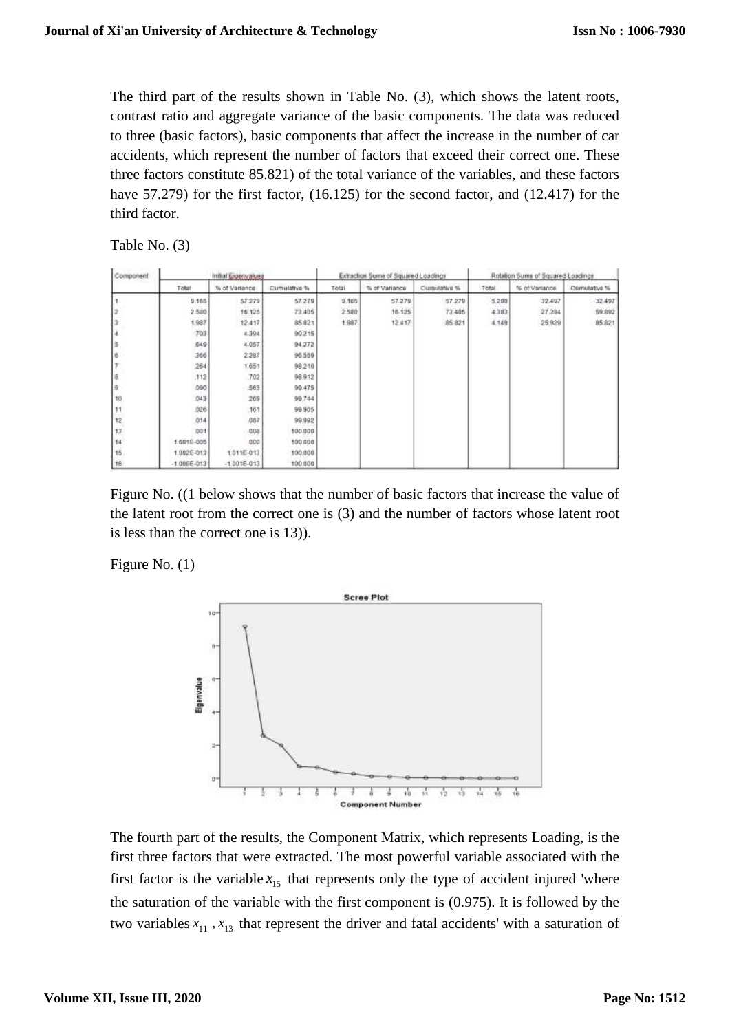The third part of the results shown in Table No. (3), which shows the latent roots, contrast ratio and aggregate variance of the basic components. The data was reduced to three (basic factors), basic components that affect the increase in the number of car accidents, which represent the number of factors that exceed their correct one. These three factors constitute 85.821) of the total variance of the variables, and these factors have 57.279) for the first factor, (16.125) for the second factor, and (12.417) for the third factor.

Table No. (3)

| Component | Initial Eigenvalues | | | Extraction Sums of Squared Loadings | | | Rotation Sums of Squared Loadings | | |
|---|---|---|---|---|---|---|---|---|---|
| | Total | % of Variance | Cumulative % | Total | % of Variance | Cumulative % | Total | % of Variance | Cumulative % |
| 1 | 9.165 | 57.279 | 57.279 | 9.165 | 57.279 | 57.279 | 5.200 | 32.497 | 32.497 |
| 2 | 2.580 | 16.125 | 73.405 | 2.580 | 16.125 | 73.405 | 4.383 | 27.394 | 59.892 |
| 3 | 1.987 | 12.417 | 85.821 | 1.987 | 12.417 | 85.821 | 4.149 | 25.929 | 85.821 |
| 4 | .703 | 4.394 | 90.215 | | | | | | |
| 5 | .649 | 4.057 | 94.272 | | | | | | |
| 6 | .366 | 2.287 | 96.559 | | | | | | |
| 7 | .264 | 1.651 | 98.210 | | | | | | |
| 8 | .112 | .702 | 98.912 | | | | | | |
| 9 | .090 | .563 | 99.475 | | | | | | |
| 10 | .043 | .269 | 99.744 | | | | | | |
| 11 | .026 | .161 | 99.905 | | | | | | |
| 12 | .014 | .087 | 99.992 | | | | | | |
| 13 | .001 | .008 | 100.000 | | | | | | |
| 14 | 1.681E-005 | .000 | 100.000 | | | | | | |
| 15 | 1.002E-013 | 1.011E-013 | 100.000 | | | | | | |
| 16 | -1.000E-013 | -1.001E-013 | 100.000 | | | | | | |

Figure No. ((1 below shows that the number of basic factors that increase the value of the latent root from the correct one is (3) and the number of factors whose latent root is less than the correct one is 13)).

Figure No. (1)

The fourth part of the results, the Component Matrix, which represents Loading, is the first three factors that were extracted. The most powerful variable associated with the first factor is the variable $x_{15}$ that represents only the type of accident injured 'where the saturation of the variable with the first component is (0.975). It is followed by the two variables $x_{11}$ , $x_{13}$ that represent the driver and fatal accidents' with a saturation of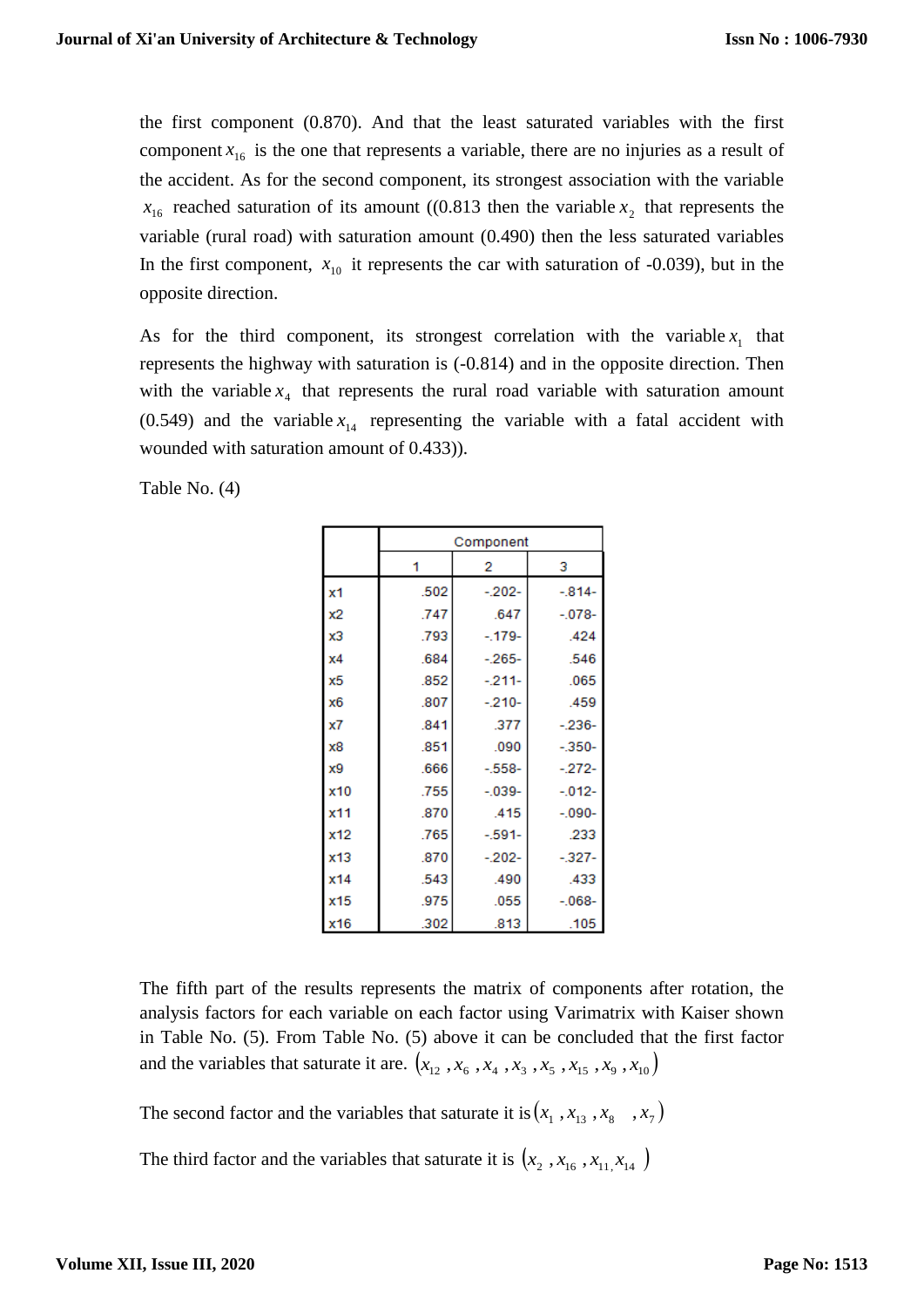the first component (0.870). And that the least saturated variables with the first component $x_{16}$ is the one that represents a variable, there are no injuries as a result of the accident. As for the second component, its strongest association with the variable $x_{16}$ reached saturation of its amount ((0.813 then the variable $x_2$ that represents the variable (rural road) with saturation amount (0.490) then the less saturated variables In the first component, $x_{10}$ it represents the car with saturation of -0.039), but in the opposite direction.

As for the third component, its strongest correlation with the variable $x_1$ that represents the highway with saturation is (-0.814) and in the opposite direction. Then with the variable $x_4$ that represents the rural road variable with saturation amount (0.549) and the variable $x_{14}$ representing the variable with a fatal accident with wounded with saturation amount of 0.433)).

Table No. (4)

| | Component | | |
|---|---|---|---|
| | 1 | 2 | 3 |
| x1 | .502 | -.202- | -.814- |
| x2 | .747 | .647 | -.078- |
| x3 | .793 | -.179- | .424 |
| x4 | .684 | -.265- | .546 |
| x5 | .852 | -.211- | .065 |
| x6 | .807 | -.210- | .459 |
| x7 | .841 | .377 | -.236- |
| x8 | .851 | .090 | -.350- |
| x9 | .666 | -.558- | -.272- |
| x10 | .755 | -.039- | -.012- |
| x11 | .870 | .415 | -.090- |
| x12 | .765 | -.591- | .233 |
| x13 | .870 | -.202- | -.327- |
| x14 | .543 | .490 | .433 |
| x15 | .975 | .055 | -.068- |
| x16 | .302 | .813 | .105 |

The fifth part of the results represents the matrix of components after rotation, the analysis factors for each variable on each factor using Varimatrix with Kaiser shown in Table No. (5). From Table No. (5) above it can be concluded that the first factor and the variables that saturate it are. $(x_{12}, x_6, x_4, x_3, x_5, x_{15}, x_9, x_{10})$

The second factor and the variables that saturate it is $(x_1, x_{13}, x_8 \quad, x_7)$

The third factor and the variables that saturate it is $(x_2, x_{16}, x_{11,} x_{14} \ )$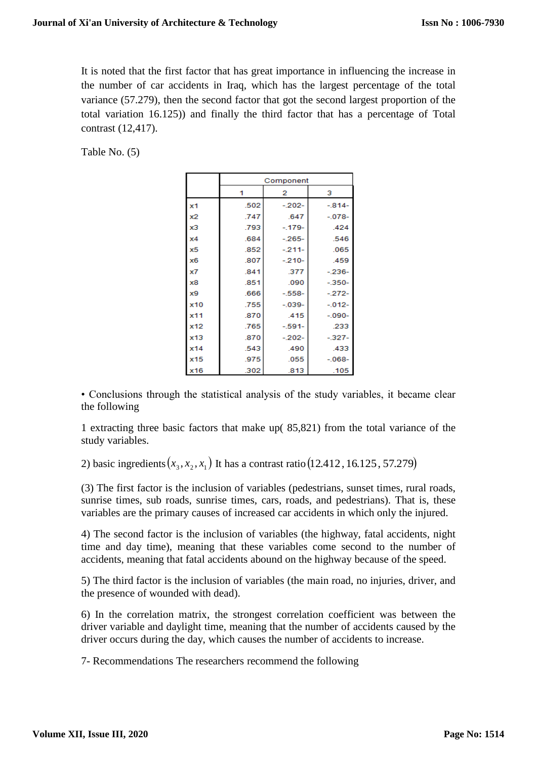It is noted that the first factor that has great importance in influencing the increase in the number of car accidents in Iraq, which has the largest percentage of the total variance (57.279), then the second factor that got the second largest proportion of the total variation 16.125)) and finally the third factor that has a percentage of Total contrast (12,417).

Table No. (5)

| | Component | | |
|---|---|---|---|
| | 1 | 2 | 3 |
| x1 | .502 | -.202- | -.814- |
| x2 | .747 | .647 | -.078- |
| x3 | .793 | -.179- | .424 |
| x4 | .684 | -.265- | .546 |
| x5 | .852 | -.211- | .065 |
| x6 | .807 | -.210- | .459 |
| x7 | .841 | .377 | -.236- |
| x8 | .851 | .090 | -.350- |
| x9 | .666 | -.558- | -.272- |
| x10 | .755 | -.039- | -.012- |
| x11 | .870 | .415 | -.090- |
| x12 | .765 | -.591- | .233 |
| x13 | .870 | -.202- | -.327- |
| x14 | .543 | .490 | .433 |
| x15 | .975 | .055 | -.068- |
| x16 | .302 | .813 | .105 |

• Conclusions through the statistical analysis of the study variables, it became clear the following

1 extracting three basic factors that make up( 85,821) from the total variance of the study variables.

2) basic ingredients $(x_3, x_2, x_1)$ It has a contrast ratio $(12.412, 16.125, 57.279)$

(3) The first factor is the inclusion of variables (pedestrians, sunset times, rural roads, sunrise times, sub roads, sunrise times, cars, roads, and pedestrians). That is, these variables are the primary causes of increased car accidents in which only the injured.

4) The second factor is the inclusion of variables (the highway, fatal accidents, night time and day time), meaning that these variables come second to the number of accidents, meaning that fatal accidents abound on the highway because of the speed.

5) The third factor is the inclusion of variables (the main road, no injuries, driver, and the presence of wounded with dead).

6) In the correlation matrix, the strongest correlation coefficient was between the driver variable and daylight time, meaning that the number of accidents caused by the driver occurs during the day, which causes the number of accidents to increase.

7- Recommendations The researchers recommend the following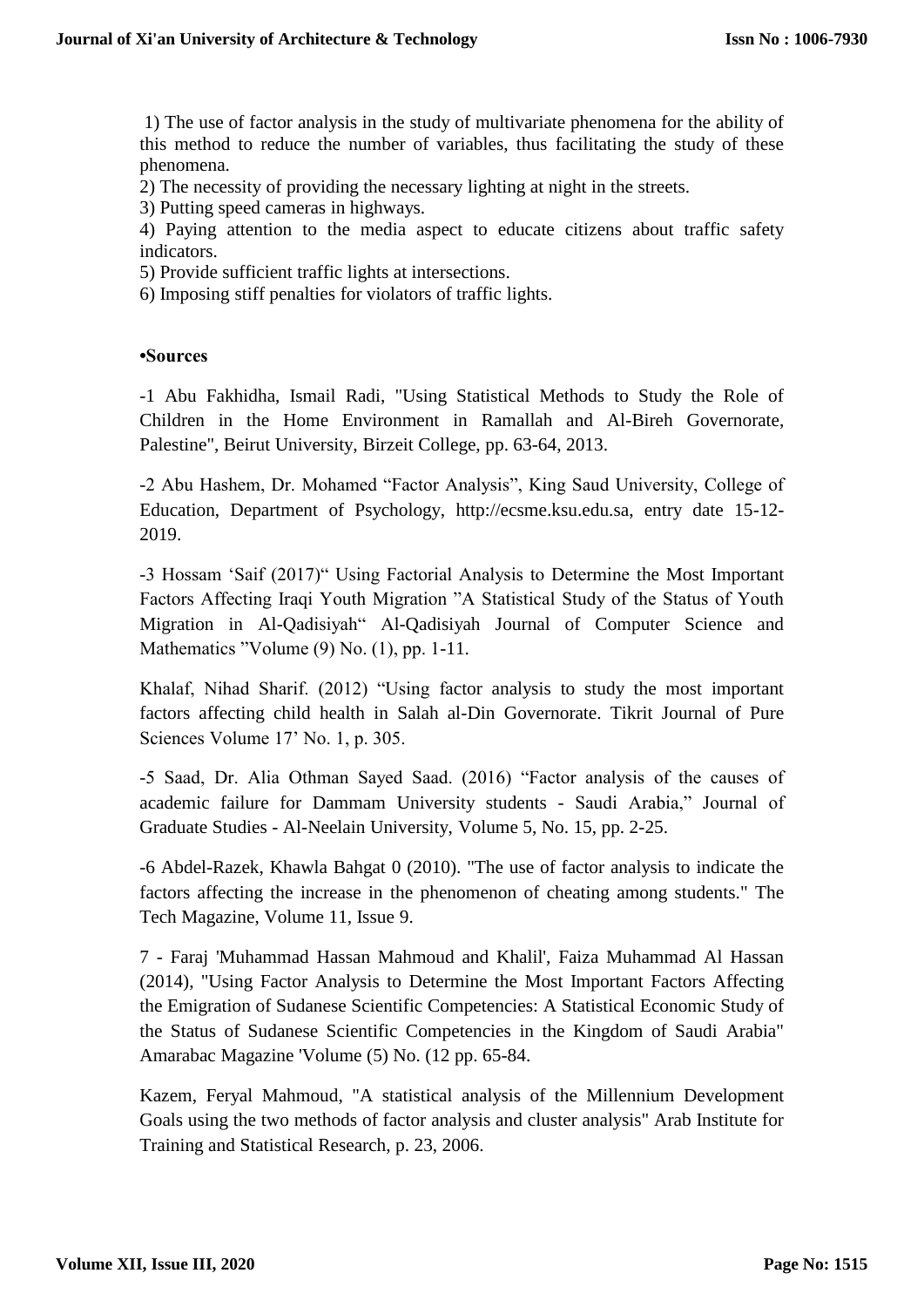1) The use of factor analysis in the study of multivariate phenomena for the ability of this method to reduce the number of variables, thus facilitating the study of these phenomena.
2) The necessity of providing the necessary lighting at night in the streets.
3) Putting speed cameras in highways.
4) Paying attention to the media aspect to educate citizens about traffic safety indicators.
5) Provide sufficient traffic lights at intersections.
6) Imposing stiff penalties for violators of traffic lights.

**•Sources**

-1 Abu Fakhidha, Ismail Radi, "Using Statistical Methods to Study the Role of Children in the Home Environment in Ramallah and Al-Bireh Governorate, Palestine", Beirut University, Birzeit College, pp. 63-64, 2013.

-2 Abu Hashem, Dr. Mohamed "Factor Analysis", King Saud University, College of Education, Department of Psychology, http://ecsme.ksu.edu.sa, entry date 15-12-2019.

-3 Hossam 'Saif (2017)" Using Factorial Analysis to Determine the Most Important Factors Affecting Iraqi Youth Migration "A Statistical Study of the Status of Youth Migration in Al-Qadisiyah" Al-Qadisiyah Journal of Computer Science and Mathematics "Volume (9) No. (1), pp. 1-11.

Khalaf, Nihad Sharif. (2012) "Using factor analysis to study the most important factors affecting child health in Salah al-Din Governorate. Tikrit Journal of Pure Sciences Volume 17' No. 1, p. 305.

-5 Saad, Dr. Alia Othman Sayed Saad. (2016) "Factor analysis of the causes of academic failure for Dammam University students - Saudi Arabia," Journal of Graduate Studies - Al-Neelain University, Volume 5, No. 15, pp. 2-25.

-6 Abdel-Razek, Khawla Bahgat 0 (2010). "The use of factor analysis to indicate the factors affecting the increase in the phenomenon of cheating among students." The Tech Magazine, Volume 11, Issue 9.

7 - Faraj 'Muhammad Hassan Mahmoud and Khalil', Faiza Muhammad Al Hassan (2014), "Using Factor Analysis to Determine the Most Important Factors Affecting the Emigration of Sudanese Scientific Competencies: A Statistical Economic Study of the Status of Sudanese Scientific Competencies in the Kingdom of Saudi Arabia" Amarabac Magazine 'Volume (5) No. (12 pp. 65-84.

Kazem, Feryal Mahmoud, "A statistical analysis of the Millennium Development Goals using the two methods of factor analysis and cluster analysis" Arab Institute for Training and Statistical Research, p. 23, 2006.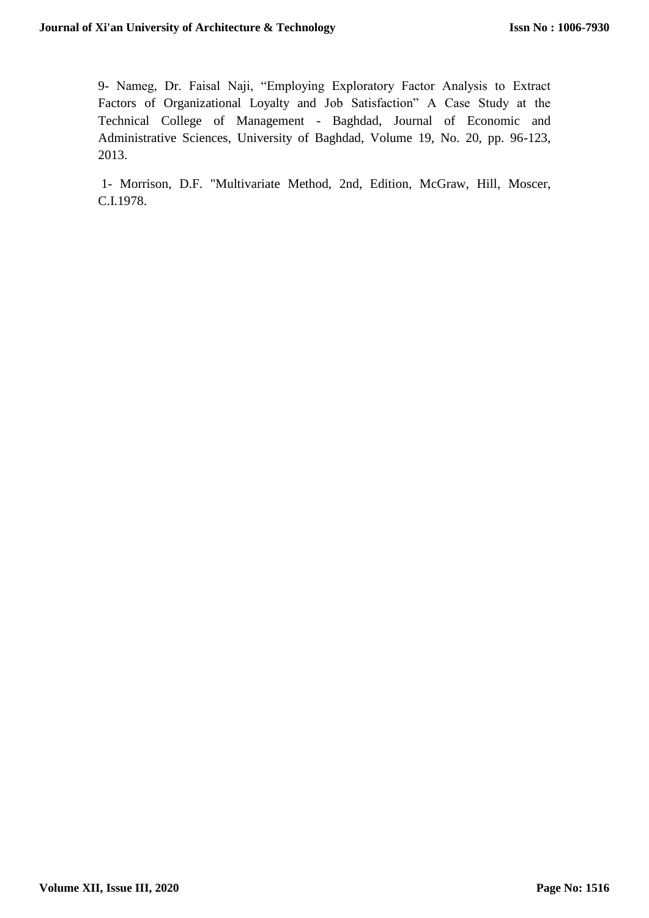9- Nameg, Dr. Faisal Naji, “Employing Exploratory Factor Analysis to Extract Factors of Organizational Loyalty and Job Satisfaction” A Case Study at the Technical College of Management - Baghdad, Journal of Economic and Administrative Sciences, University of Baghdad, Volume 19, No. 20, pp. 96-123, 2013.

1- Morrison, D.F. "Multivariate Method, 2nd, Edition, McGraw, Hill, Moscer, C.I.1978.